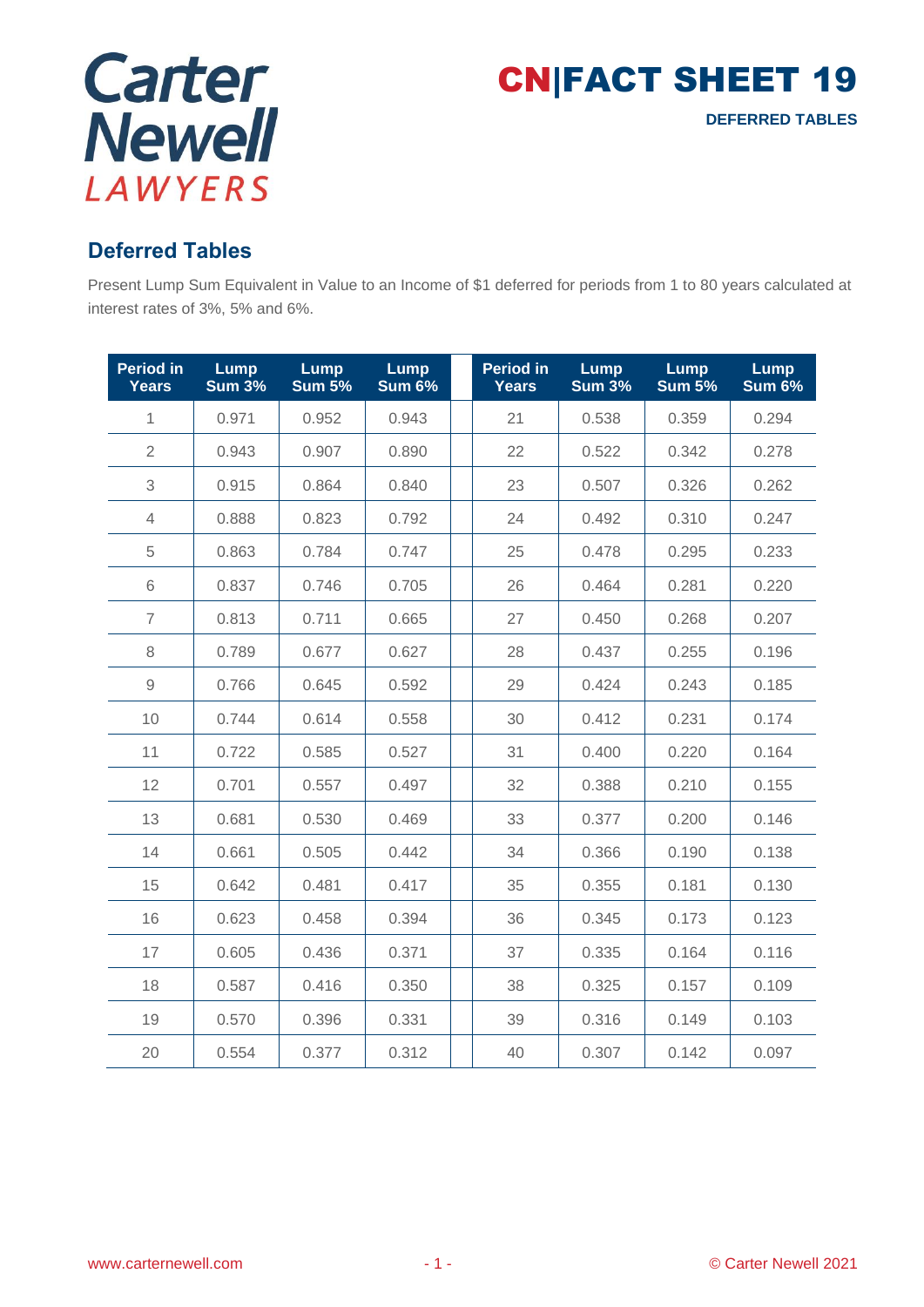# CN|FACT SHEET 19

**DEFERRED TABLES**

## Deferred Tables

Present Lump Sum Equivalent in Value to an Income of $1 deferred for periods from 1 to 80 years calculated at interest rates of 3%, 5% and 6%.

| Period in Years | Lump Sum 3% | Lump Sum 5% | Lump Sum 6% | | Period in Years | Lump Sum 3% | Lump Sum 5% | Lump Sum 6% |
|---|---|---|---|---|---|---|---|---|
| 1 | 0.971 | 0.952 | 0.943 | | 21 | 0.538 | 0.359 | 0.294 |
| 2 | 0.943 | 0.907 | 0.890 | | 22 | 0.522 | 0.342 | 0.278 |
| 3 | 0.915 | 0.864 | 0.840 | | 23 | 0.507 | 0.326 | 0.262 |
| 4 | 0.888 | 0.823 | 0.792 | | 24 | 0.492 | 0.310 | 0.247 |
| 5 | 0.863 | 0.784 | 0.747 | | 25 | 0.478 | 0.295 | 0.233 |
| 6 | 0.837 | 0.746 | 0.705 | | 26 | 0.464 | 0.281 | 0.220 |
| 7 | 0.813 | 0.711 | 0.665 | | 27 | 0.450 | 0.268 | 0.207 |
| 8 | 0.789 | 0.677 | 0.627 | | 28 | 0.437 | 0.255 | 0.196 |
| 9 | 0.766 | 0.645 | 0.592 | | 29 | 0.424 | 0.243 | 0.185 |
| 10 | 0.744 | 0.614 | 0.558 | | 30 | 0.412 | 0.231 | 0.174 |
| 11 | 0.722 | 0.585 | 0.527 | | 31 | 0.400 | 0.220 | 0.164 |
| 12 | 0.701 | 0.557 | 0.497 | | 32 | 0.388 | 0.210 | 0.155 |
| 13 | 0.681 | 0.530 | 0.469 | | 33 | 0.377 | 0.200 | 0.146 |
| 14 | 0.661 | 0.505 | 0.442 | | 34 | 0.366 | 0.190 | 0.138 |
| 15 | 0.642 | 0.481 | 0.417 | | 35 | 0.355 | 0.181 | 0.130 |
| 16 | 0.623 | 0.458 | 0.394 | | 36 | 0.345 | 0.173 | 0.123 |
| 17 | 0.605 | 0.436 | 0.371 | | 37 | 0.335 | 0.164 | 0.116 |
| 18 | 0.587 | 0.416 | 0.350 | | 38 | 0.325 | 0.157 | 0.109 |
| 19 | 0.570 | 0.396 | 0.331 | | 39 | 0.316 | 0.149 | 0.103 |
| 20 | 0.554 | 0.377 | 0.312 | | 40 | 0.307 | 0.142 | 0.097 |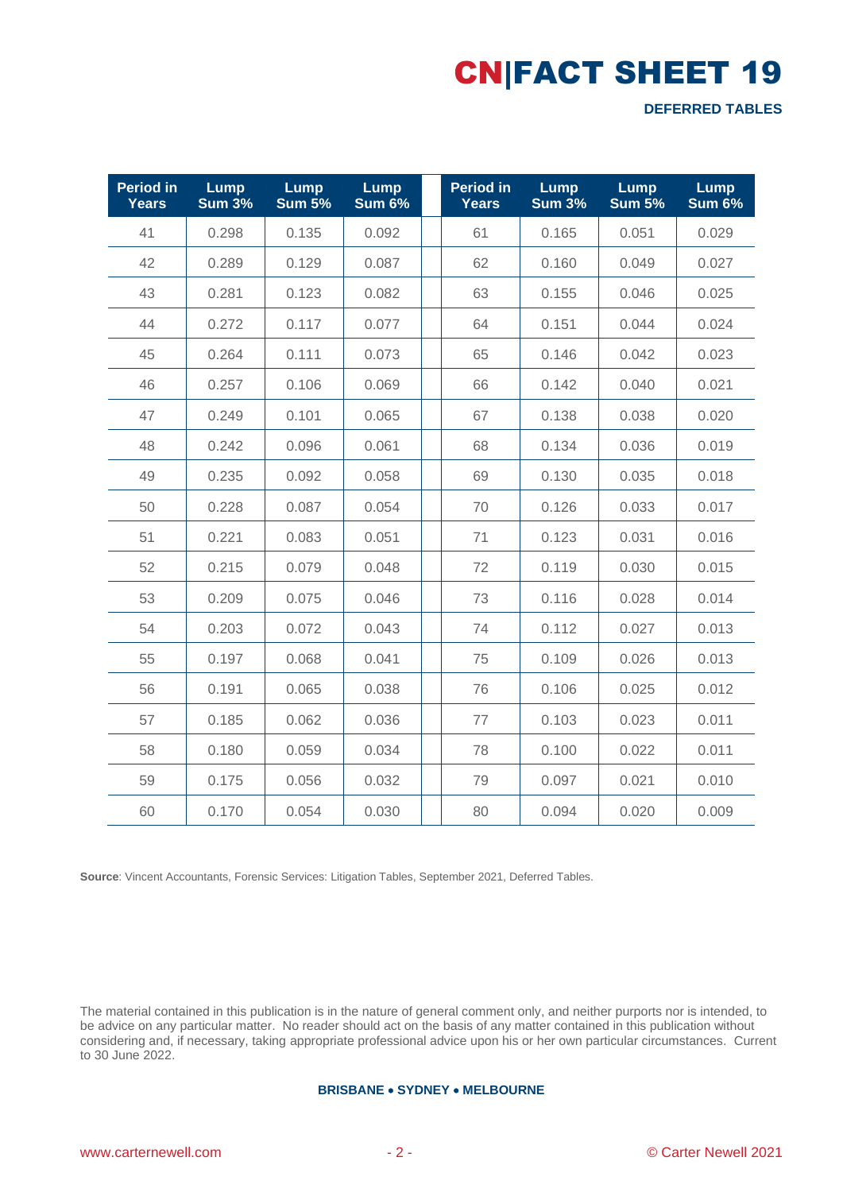# CN|FACT SHEET 19

**DEFERRED TABLES**

| Period in Years | Lump Sum 3% | Lump Sum 5% | Lump Sum 6% | | Period in Years | Lump Sum 3% | Lump Sum 5% | Lump Sum 6% |
|---|---|---|---|---|---|---|---|---|
| 41 | 0.298 | 0.135 | 0.092 | | 61 | 0.165 | 0.051 | 0.029 |
| 42 | 0.289 | 0.129 | 0.087 | | 62 | 0.160 | 0.049 | 0.027 |
| 43 | 0.281 | 0.123 | 0.082 | | 63 | 0.155 | 0.046 | 0.025 |
| 44 | 0.272 | 0.117 | 0.077 | | 64 | 0.151 | 0.044 | 0.024 |
| 45 | 0.264 | 0.111 | 0.073 | | 65 | 0.146 | 0.042 | 0.023 |
| 46 | 0.257 | 0.106 | 0.069 | | 66 | 0.142 | 0.040 | 0.021 |
| 47 | 0.249 | 0.101 | 0.065 | | 67 | 0.138 | 0.038 | 0.020 |
| 48 | 0.242 | 0.096 | 0.061 | | 68 | 0.134 | 0.036 | 0.019 |
| 49 | 0.235 | 0.092 | 0.058 | | 69 | 0.130 | 0.035 | 0.018 |
| 50 | 0.228 | 0.087 | 0.054 | | 70 | 0.126 | 0.033 | 0.017 |
| 51 | 0.221 | 0.083 | 0.051 | | 71 | 0.123 | 0.031 | 0.016 |
| 52 | 0.215 | 0.079 | 0.048 | | 72 | 0.119 | 0.030 | 0.015 |
| 53 | 0.209 | 0.075 | 0.046 | | 73 | 0.116 | 0.028 | 0.014 |
| 54 | 0.203 | 0.072 | 0.043 | | 74 | 0.112 | 0.027 | 0.013 |
| 55 | 0.197 | 0.068 | 0.041 | | 75 | 0.109 | 0.026 | 0.013 |
| 56 | 0.191 | 0.065 | 0.038 | | 76 | 0.106 | 0.025 | 0.012 |
| 57 | 0.185 | 0.062 | 0.036 | | 77 | 0.103 | 0.023 | 0.011 |
| 58 | 0.180 | 0.059 | 0.034 | | 78 | 0.100 | 0.022 | 0.011 |
| 59 | 0.175 | 0.056 | 0.032 | | 79 | 0.097 | 0.021 | 0.010 |
| 60 | 0.170 | 0.054 | 0.030 | | 80 | 0.094 | 0.020 | 0.009 |

**Source**: Vincent Accountants, Forensic Services: Litigation Tables, September 2021, Deferred Tables.

The material contained in this publication is in the nature of general comment only, and neither purports nor is intended, to be advice on any particular matter. No reader should act on the basis of any matter contained in this publication without considering and, if necessary, taking appropriate professional advice upon his or her own particular circumstances. Current to 30 June 2022.

**BRISBANE • SYDNEY • MELBOURNE**

www.carternewell.com © Carter Newell 2021